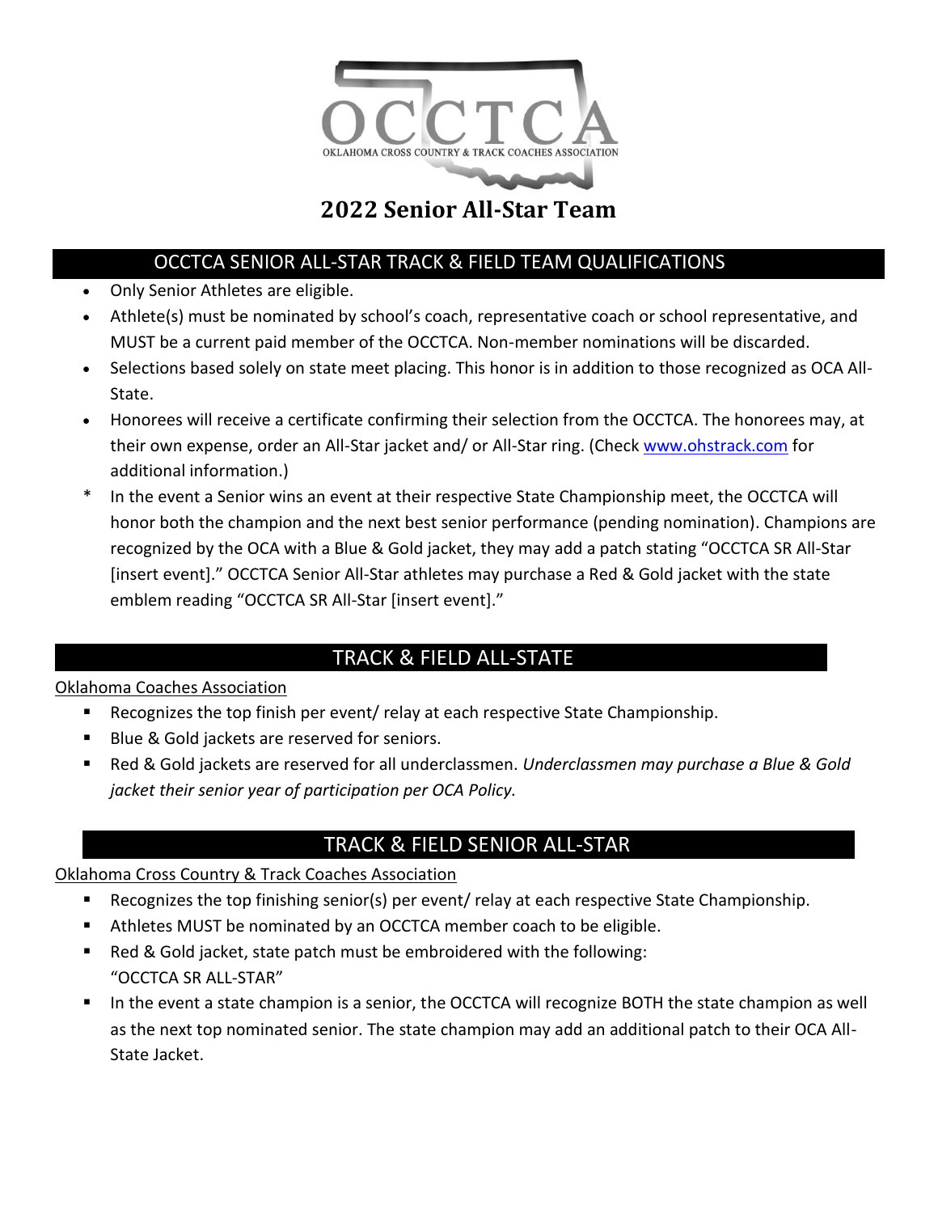OCCTCA

OKLAHOMA CROSS COUNTRY & TRACK COACHES ASSOCIATION

# 2022 Senior All-Star Team

## OCCTCA SENIOR ALL-STAR TRACK & FIELD TEAM QUALIFICATIONS

- Only Senior Athletes are eligible.
- Athlete(s) must be nominated by school's coach, representative coach or school representative, and MUST be a current paid member of the OCCTCA. Non-member nominations will be discarded.
- Selections based solely on state meet placing. This honor is in addition to those recognized as OCA All-State.
- Honorees will receive a certificate confirming their selection from the OCCTCA. The honorees may, at their own expense, order an All-Star jacket and/ or All-Star ring. (Check www.ohstrack.com for additional information.)

\* In the event a Senior wins an event at their respective State Championship meet, the OCCTCA will honor both the champion and the next best senior performance (pending nomination). Champions are recognized by the OCA with a Blue & Gold jacket, they may add a patch stating "OCCTCA SR All-Star [insert event]." OCCTCA Senior All-Star athletes may purchase a Red & Gold jacket with the state emblem reading "OCCTCA SR All-Star [insert event]."

## TRACK & FIELD ALL-STATE

Oklahoma Coaches Association

- Recognizes the top finish per event/ relay at each respective State Championship.
- Blue & Gold jackets are reserved for seniors.
- Red & Gold jackets are reserved for all underclassmen. *Underclassmen may purchase a Blue & Gold jacket their senior year of participation per OCA Policy.*

## TRACK & FIELD SENIOR ALL-STAR

Oklahoma Cross Country & Track Coaches Association

- Recognizes the top finishing senior(s) per event/ relay at each respective State Championship.
- Athletes MUST be nominated by an OCCTCA member coach to be eligible.
- Red & Gold jacket, state patch must be embroidered with the following: "OCCTCA SR ALL-STAR"
- In the event a state champion is a senior, the OCCTCA will recognize BOTH the state champion as well as the next top nominated senior. The state champion may add an additional patch to their OCA All-State Jacket.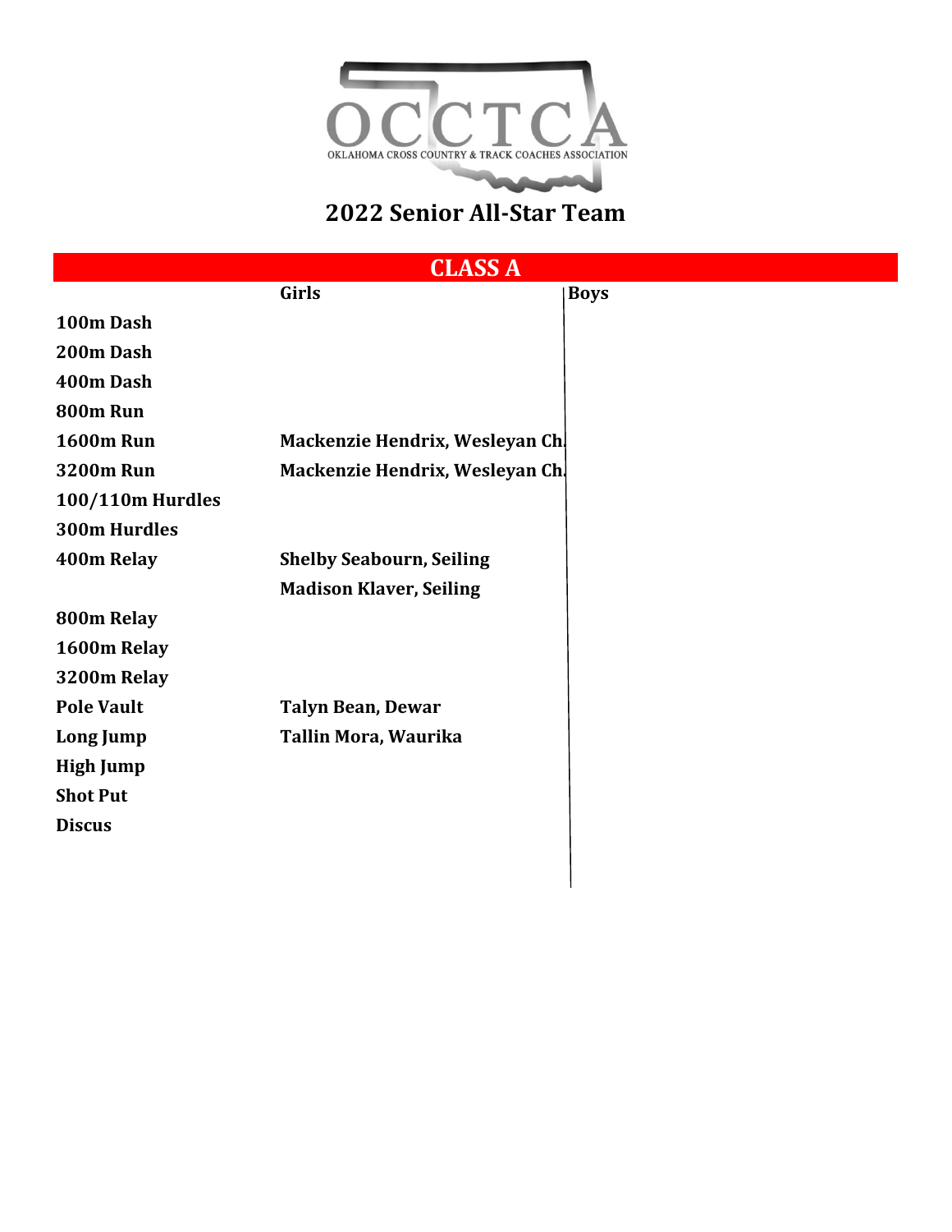OKLAHOMA CROSS COUNTRY & TRACK COACHES ASSOCIATION

# 2022 Senior All-Star Team

## CLASS A

| | Girls | Boys |
|---|---|---|
| **100m Dash** | | |
| **200m Dash** | | |
| **400m Dash** | | |
| **800m Run** | | |
| **1600m Run** | **Mackenzie Hendrix, Wesleyan Ch.** | |
| **3200m Run** | **Mackenzie Hendrix, Wesleyan Ch.** | |
| **100/110m Hurdles** | | |
| **300m Hurdles** | | |
| **400m Relay** | **Shelby Seabourn, Seiling** | |
| | **Madison Klaver, Seiling** | |
| **800m Relay** | | |
| **1600m Relay** | | |
| **3200m Relay** | | |
| **Pole Vault** | **Talyn Bean, Dewar** | |
| **Long Jump** | **Tallin Mora, Waurika** | |
| **High Jump** | | |
| **Shot Put** | | |
| **Discus** | | |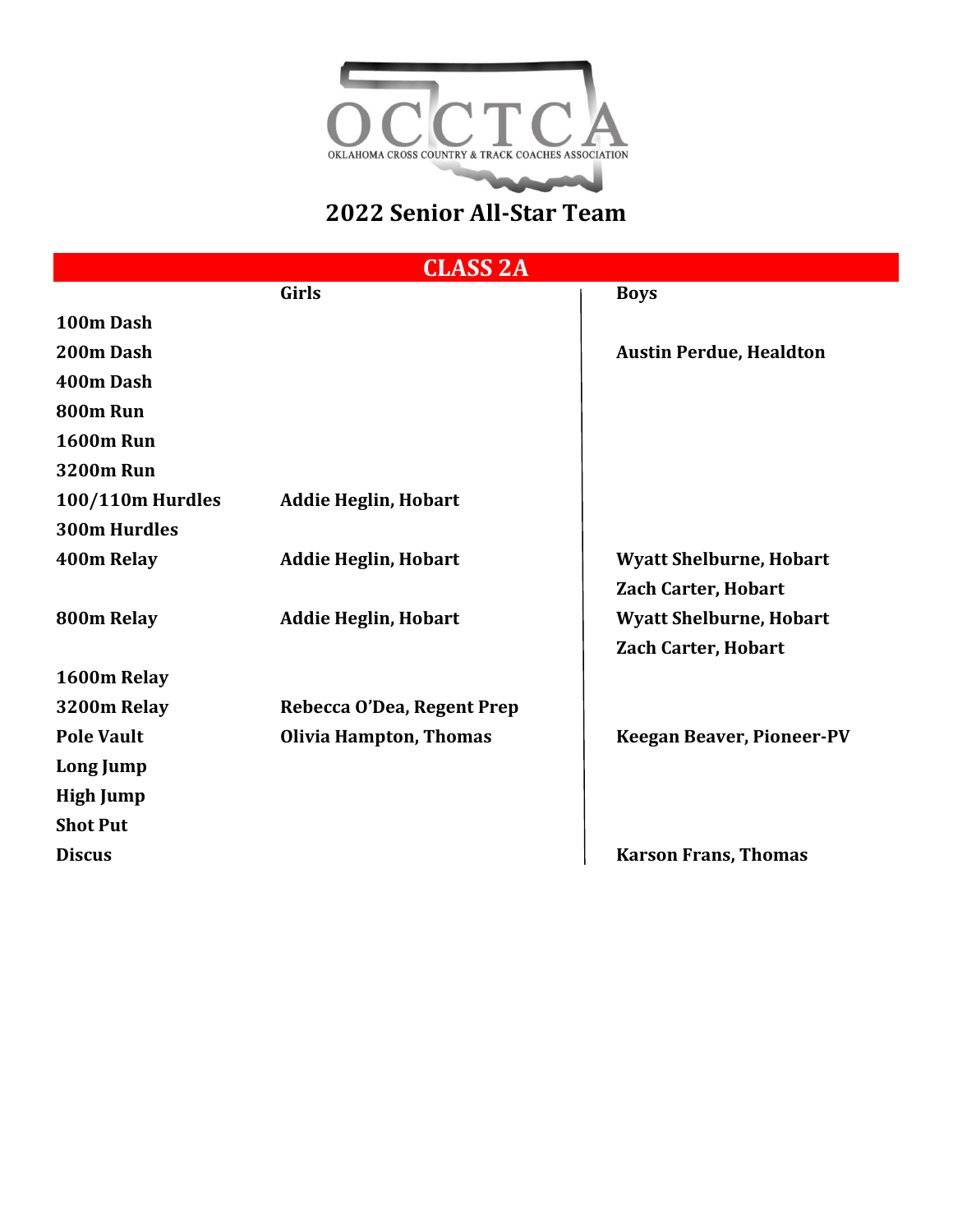OCCTCA

OKLAHOMA CROSS COUNTRY & TRACK COACHES ASSOCIATION

# 2022 Senior All-Star Team

## CLASS 2A

| | Girls | Boys |
|---|---|---|
| **100m Dash** | | |
| **200m Dash** | | **Austin Perdue, Healdton** |
| **400m Dash** | | |
| **800m Run** | | |
| **1600m Run** | | |
| **3200m Run** | | |
| **100/110m Hurdles** | **Addie Heglin, Hobart** | |
| **300m Hurdles** | | |
| **400m Relay** | **Addie Heglin, Hobart** | **Wyatt Shelburne, Hobart** |
| | | **Zach Carter, Hobart** |
| **800m Relay** | **Addie Heglin, Hobart** | **Wyatt Shelburne, Hobart** |
| | | **Zach Carter, Hobart** |
| **1600m Relay** | | |
| **3200m Relay** | **Rebecca O'Dea, Regent Prep** | |
| **Pole Vault** | **Olivia Hampton, Thomas** | **Keegan Beaver, Pioneer-PV** |
| **Long Jump** | | |
| **High Jump** | | |
| **Shot Put** | | |
| **Discus** | | **Karson Frans, Thomas** |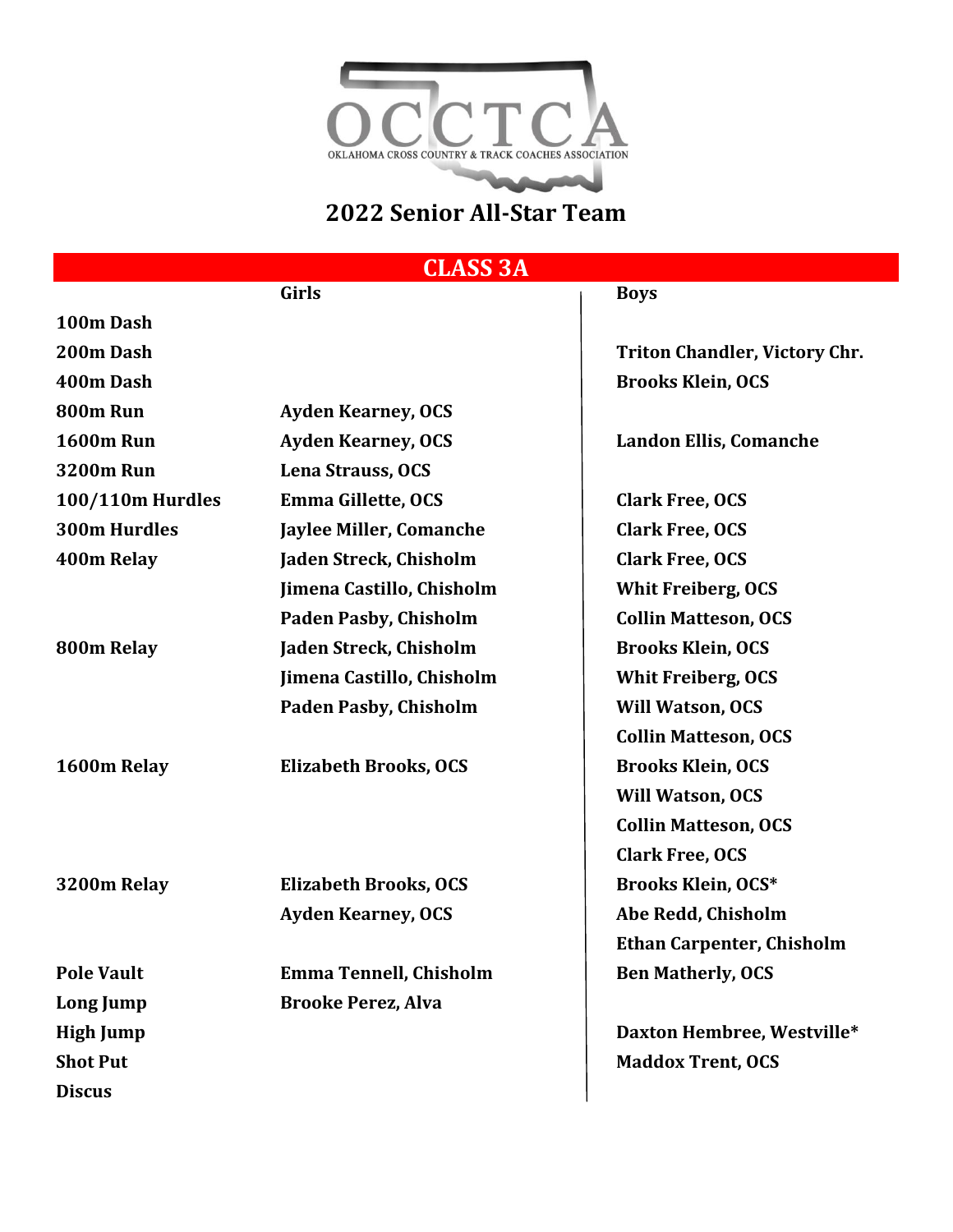# 2022 Senior All-Star Team

## CLASS 3A

| | Girls | Boys |
|---|---|---|
| 100m Dash | | |
| 200m Dash | | Triton Chandler, Victory Chr. |
| 400m Dash | | Brooks Klein, OCS |
| 800m Run | Ayden Kearney, OCS | |
| 1600m Run | Ayden Kearney, OCS | Landon Ellis, Comanche |
| 3200m Run | Lena Strauss, OCS | |
| 100/110m Hurdles | Emma Gillette, OCS | Clark Free, OCS |
| 300m Hurdles | Jaylee Miller, Comanche | Clark Free, OCS |
| 400m Relay | Jaden Streck, Chisholm | Clark Free, OCS |
| | Jimena Castillo, Chisholm | Whit Freiberg, OCS |
| | Paden Pasby, Chisholm | Collin Matteson, OCS |
| 800m Relay | Jaden Streck, Chisholm | Brooks Klein, OCS |
| | Jimena Castillo, Chisholm | Whit Freiberg, OCS |
| | Paden Pasby, Chisholm | Will Watson, OCS |
| | | Collin Matteson, OCS |
| 1600m Relay | Elizabeth Brooks, OCS | Brooks Klein, OCS |
| | | Will Watson, OCS |
| | | Collin Matteson, OCS |
| | | Clark Free, OCS |
| 3200m Relay | Elizabeth Brooks, OCS | Brooks Klein, OCS* |
| | Ayden Kearney, OCS | Abe Redd, Chisholm |
| | | Ethan Carpenter, Chisholm |
| Pole Vault | Emma Tennell, Chisholm | Ben Matherly, OCS |
| Long Jump | Brooke Perez, Alva | |
| High Jump | | Daxton Hembree, Westville* |
| Shot Put | | Maddox Trent, OCS |
| Discus | | |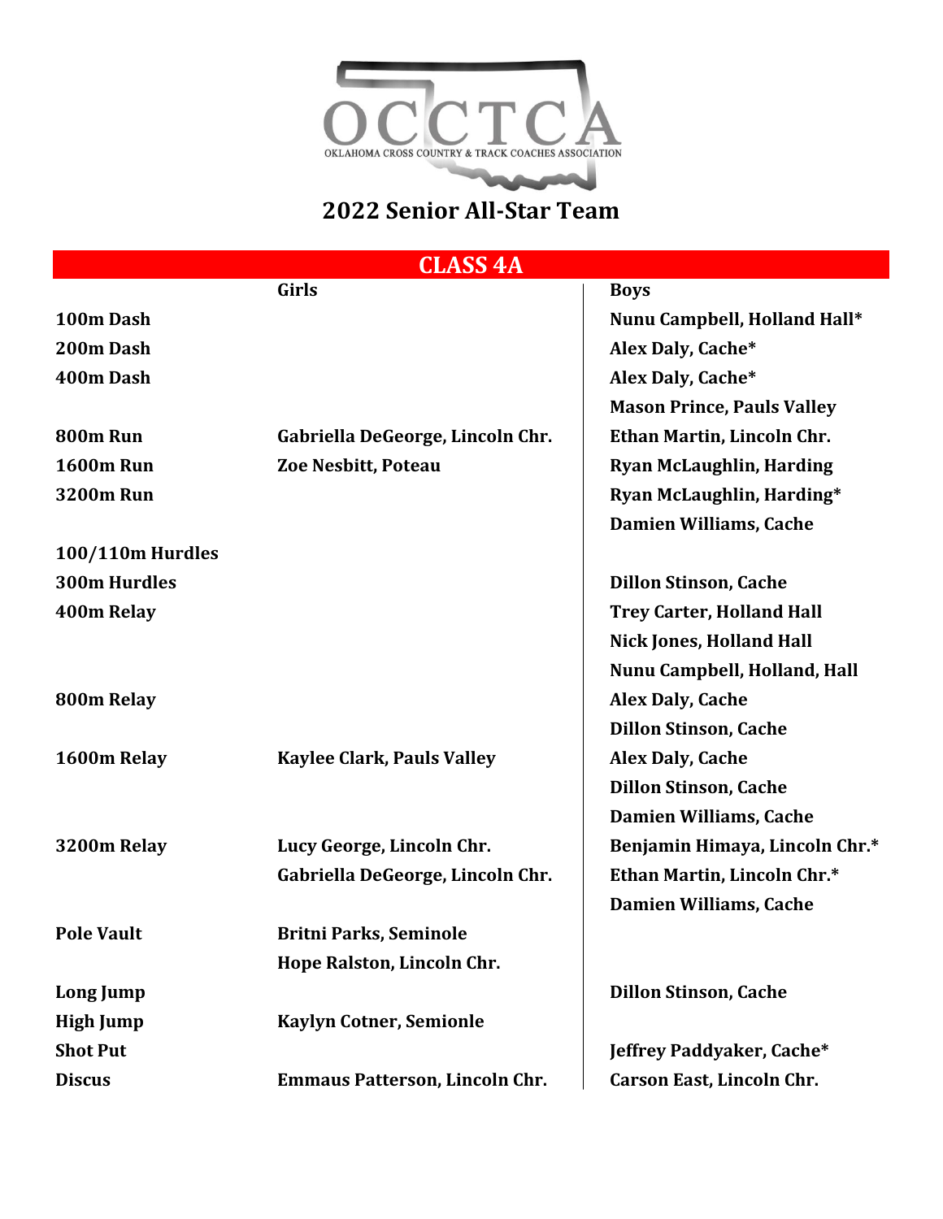OCCTCA

OKLAHOMA CROSS COUNTRY & TRACK COACHES ASSOCIATION

## 2022 Senior All-Star Team

### CLASS 4A

| | Girls | Boys |
|---|---|---|
| 100m Dash | | Nunu Campbell, Holland Hall* |
| 200m Dash | | Alex Daly, Cache* |
| 400m Dash | | Alex Daly, Cache* |
| | | Mason Prince, Pauls Valley |
| 800m Run | Gabriella DeGeorge, Lincoln Chr. | Ethan Martin, Lincoln Chr. |
| 1600m Run | Zoe Nesbitt, Poteau | Ryan McLaughlin, Harding |
| 3200m Run | | Ryan McLaughlin, Harding* |
| | | Damien Williams, Cache |
| 100/110m Hurdles | | |
| 300m Hurdles | | Dillon Stinson, Cache |
| 400m Relay | | Trey Carter, Holland Hall |
| | | Nick Jones, Holland Hall |
| | | Nunu Campbell, Holland, Hall |
| 800m Relay | | Alex Daly, Cache |
| | | Dillon Stinson, Cache |
| 1600m Relay | Kaylee Clark, Pauls Valley | Alex Daly, Cache |
| | | Dillon Stinson, Cache |
| | | Damien Williams, Cache |
| 3200m Relay | Lucy George, Lincoln Chr. | Benjamin Himaya, Lincoln Chr.* |
| | Gabriella DeGeorge, Lincoln Chr. | Ethan Martin, Lincoln Chr.* |
| | | Damien Williams, Cache |
| Pole Vault | Britni Parks, Seminole | |
| | Hope Ralston, Lincoln Chr. | |
| Long Jump | | Dillon Stinson, Cache |
| High Jump | Kaylyn Cotner, Semionle | |
| Shot Put | | Jeffrey Paddyaker, Cache* |
| Discus | Emmaus Patterson, Lincoln Chr. | Carson East, Lincoln Chr. |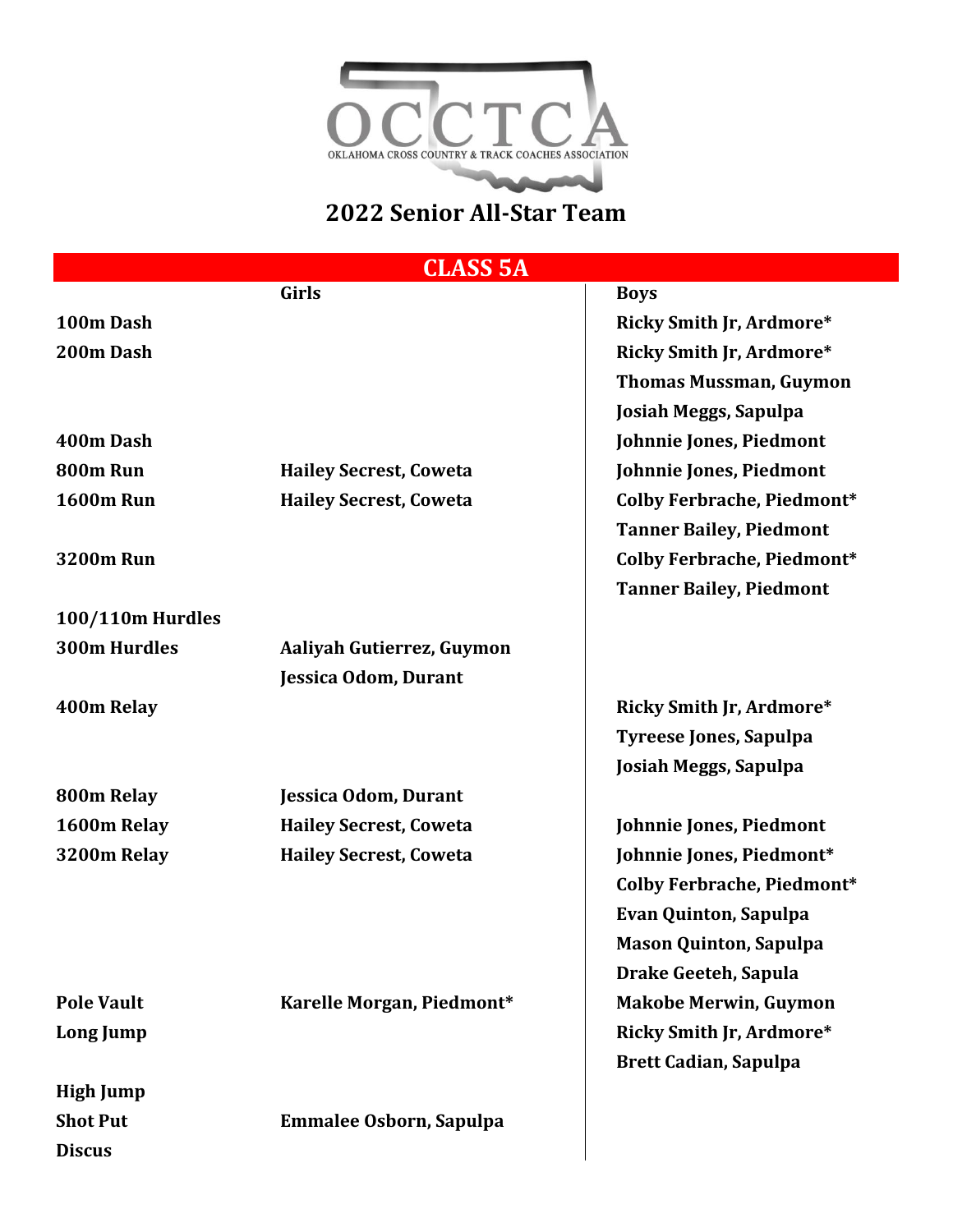OCCTCA
OKLAHOMA CROSS COUNTRY & TRACK COACHES ASSOCIATION

# 2022 Senior All-Star Team

## CLASS 5A

| | Girls | Boys |
|---|---|---|
| 100m Dash | | Ricky Smith Jr, Ardmore* |
| 200m Dash | | Ricky Smith Jr, Ardmore* |
| | | Thomas Mussman, Guymon |
| | | Josiah Meggs, Sapulpa |
| 400m Dash | | Johnnie Jones, Piedmont |
| 800m Run | Hailey Secrest, Coweta | Johnnie Jones, Piedmont |
| 1600m Run | Hailey Secrest, Coweta | Colby Ferbrache, Piedmont* |
| | | Tanner Bailey, Piedmont |
| 3200m Run | | Colby Ferbrache, Piedmont* |
| | | Tanner Bailey, Piedmont |
| 100/110m Hurdles | | |
| 300m Hurdles | Aaliyah Gutierrez, Guymon | |
| | Jessica Odom, Durant | |
| 400m Relay | | Ricky Smith Jr, Ardmore* |
| | | Tyreese Jones, Sapulpa |
| | | Josiah Meggs, Sapulpa |
| 800m Relay | Jessica Odom, Durant | |
| 1600m Relay | Hailey Secrest, Coweta | Johnnie Jones, Piedmont |
| 3200m Relay | Hailey Secrest, Coweta | Johnnie Jones, Piedmont* |
| | | Colby Ferbrache, Piedmont* |
| | | Evan Quinton, Sapulpa |
| | | Mason Quinton, Sapulpa |
| | | Drake Geeteh, Sapula |
| Pole Vault | Karelle Morgan, Piedmont* | Makobe Merwin, Guymon |
| Long Jump | | Ricky Smith Jr, Ardmore* |
| | | Brett Cadian, Sapulpa |
| High Jump | | |
| Shot Put | Emmalee Osborn, Sapulpa | |
| Discus | | |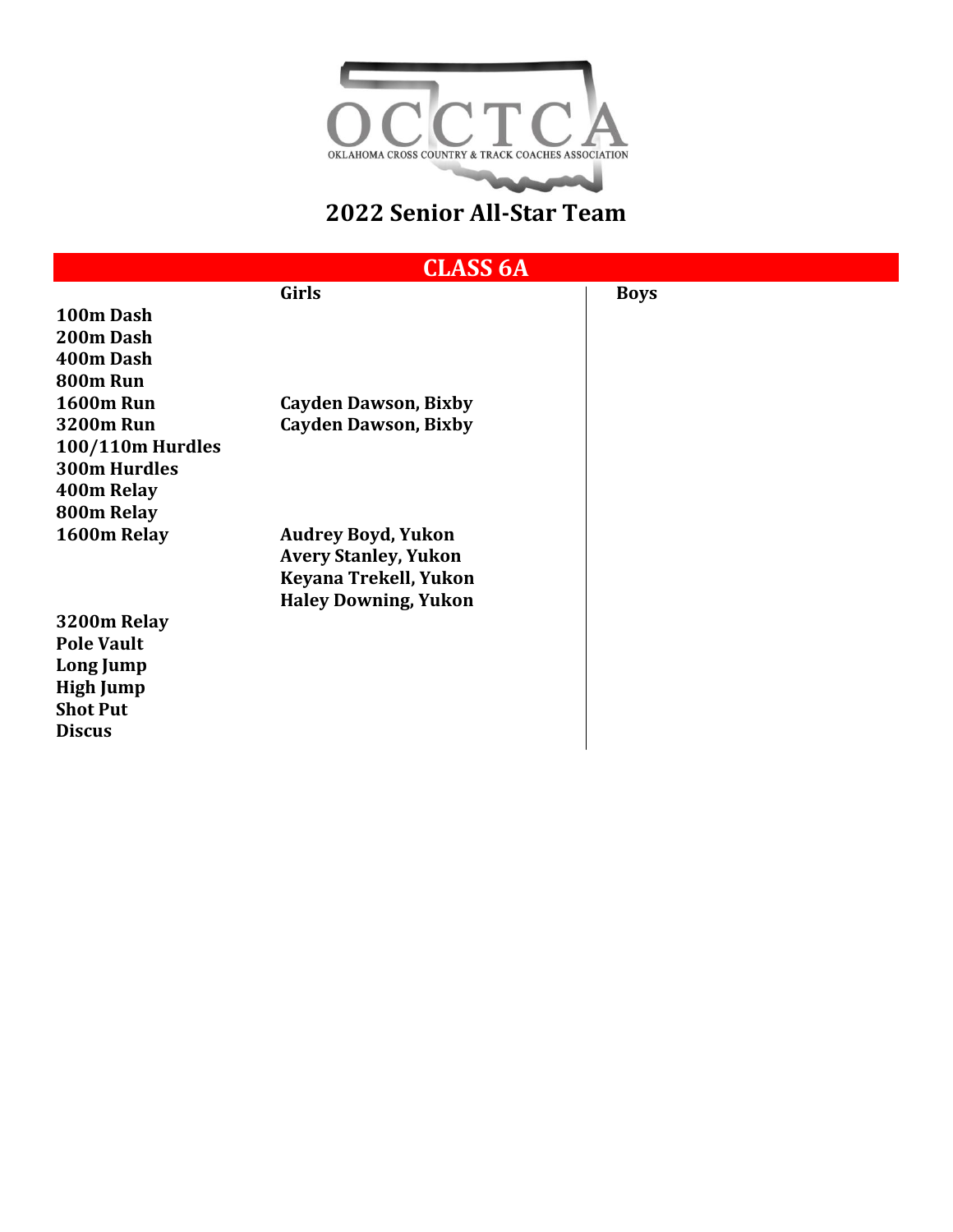OCCTCA

OKLAHOMA CROSS COUNTRY & TRACK COACHES ASSOCIATION

## 2022 Senior All-Star Team

### CLASS 6A

| | Girls | Boys |
|---|---|---|
| **100m Dash** | | |
| **200m Dash** | | |
| **400m Dash** | | |
| **800m Run** | | |
| **1600m Run** | **Cayden Dawson, Bixby** | |
| **3200m Run** | **Cayden Dawson, Bixby** | |
| **100/110m Hurdles** | | |
| **300m Hurdles** | | |
| **400m Relay** | | |
| **800m Relay** | | |
| **1600m Relay** | **Audrey Boyd, Yukon**<br>**Avery Stanley, Yukon**<br>**Keyana Trekell, Yukon**<br>**Haley Downing, Yukon** | |
| **3200m Relay** | | |
| **Pole Vault** | | |
| **Long Jump** | | |
| **High Jump** | | |
| **Shot Put** | | |
| **Discus** | | |